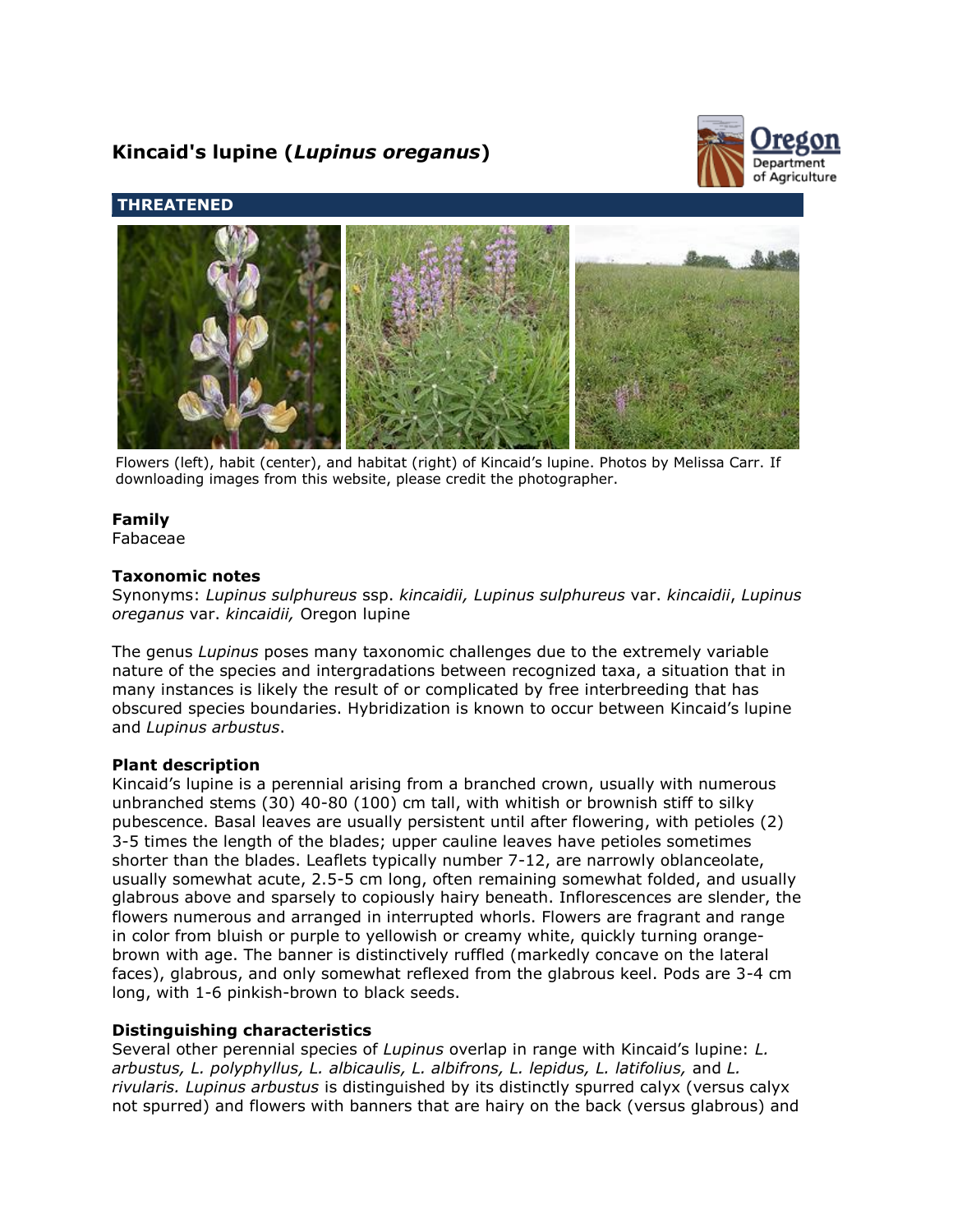# Kincaid's lupine (*Lupinus oreganus*)

**THREATENED**

Flowers (left), habit (center), and habitat (right) of Kincaid's lupine. Photos by Melissa Carr. If downloading images from this website, please credit the photographer.

### Family

Fabaceae

### Taxonomic notes

Synonyms: *Lupinus sulphureus* ssp. *kincaidii, Lupinus sulphureus* var. *kincaidii*, *Lupinus oreganus* var. *kincaidii,* Oregon lupine

The genus *Lupinus* poses many taxonomic challenges due to the extremely variable nature of the species and intergradations between recognized taxa, a situation that in many instances is likely the result of or complicated by free interbreeding that has obscured species boundaries. Hybridization is known to occur between Kincaid's lupine and *Lupinus arbustus*.

### Plant description

Kincaid's lupine is a perennial arising from a branched crown, usually with numerous unbranched stems (30) 40-80 (100) cm tall, with whitish or brownish stiff to silky pubescence. Basal leaves are usually persistent until after flowering, with petioles (2) 3-5 times the length of the blades; upper cauline leaves have petioles sometimes shorter than the blades. Leaflets typically number 7-12, are narrowly oblanceolate, usually somewhat acute, 2.5-5 cm long, often remaining somewhat folded, and usually glabrous above and sparsely to copiously hairy beneath. Inflorescences are slender, the flowers numerous and arranged in interrupted whorls. Flowers are fragrant and range in color from bluish or purple to yellowish or creamy white, quickly turning orange-brown with age. The banner is distinctively ruffled (markedly concave on the lateral faces), glabrous, and only somewhat reflexed from the glabrous keel. Pods are 3-4 cm long, with 1-6 pinkish-brown to black seeds.

### Distinguishing characteristics

Several other perennial species of *Lupinus* overlap in range with Kincaid's lupine: *L. arbustus, L. polyphyllus, L. albicaulis, L. albifrons, L. lepidus, L. latifolius,* and *L. rivularis. Lupinus arbustus* is distinguished by its distinctly spurred calyx (versus calyx not spurred) and flowers with banners that are hairy on the back (versus glabrous) and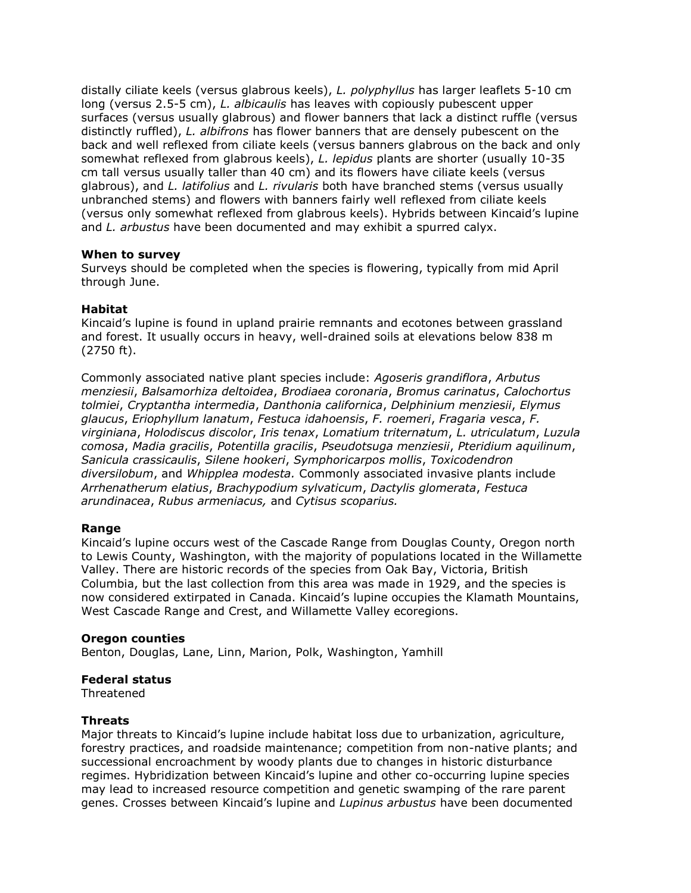distally ciliate keels (versus glabrous keels), *L. polyphyllus* has larger leaflets 5-10 cm long (versus 2.5-5 cm), *L. albicaulis* has leaves with copiously pubescent upper surfaces (versus usually glabrous) and flower banners that lack a distinct ruffle (versus distinctly ruffled), *L. albifrons* has flower banners that are densely pubescent on the back and well reflexed from ciliate keels (versus banners glabrous on the back and only somewhat reflexed from glabrous keels), *L. lepidus* plants are shorter (usually 10-35 cm tall versus usually taller than 40 cm) and its flowers have ciliate keels (versus glabrous), and *L. latifolius* and *L. rivularis* both have branched stems (versus usually unbranched stems) and flowers with banners fairly well reflexed from ciliate keels (versus only somewhat reflexed from glabrous keels). Hybrids between Kincaid's lupine and *L. arbustus* have been documented and may exhibit a spurred calyx.

**When to survey**

Surveys should be completed when the species is flowering, typically from mid April through June.

**Habitat**

Kincaid's lupine is found in upland prairie remnants and ecotones between grassland and forest. It usually occurs in heavy, well-drained soils at elevations below 838 m (2750 ft).

Commonly associated native plant species include: *Agoseris grandiflora*, *Arbutus menziesii*, *Balsamorhiza deltoidea*, *Brodiaea coronaria*, *Bromus carinatus*, *Calochortus tolmiei*, *Cryptantha intermedia*, *Danthonia californica*, *Delphinium menziesii*, *Elymus glaucus*, *Eriophyllum lanatum*, *Festuca idahoensis*, *F. roemeri*, *Fragaria vesca*, *F. virginiana*, *Holodiscus discolor*, *Iris tenax*, *Lomatium triternatum*, *L. utriculatum*, *Luzula comosa*, *Madia gracilis*, *Potentilla gracilis*, *Pseudotsuga menziesii*, *Pteridium aquilinum*, *Sanicula crassicaulis*, *Silene hookeri*, *Symphoricarpos mollis*, *Toxicodendron diversilobum*, and *Whipplea modesta.* Commonly associated invasive plants include *Arrhenatherum elatius*, *Brachypodium sylvaticum*, *Dactylis glomerata*, *Festuca arundinacea*, *Rubus armeniacus,* and *Cytisus scoparius.*

**Range**

Kincaid's lupine occurs west of the Cascade Range from Douglas County, Oregon north to Lewis County, Washington, with the majority of populations located in the Willamette Valley. There are historic records of the species from Oak Bay, Victoria, British Columbia, but the last collection from this area was made in 1929, and the species is now considered extirpated in Canada. Kincaid's lupine occupies the Klamath Mountains, West Cascade Range and Crest, and Willamette Valley ecoregions.

**Oregon counties**

Benton, Douglas, Lane, Linn, Marion, Polk, Washington, Yamhill

**Federal status**

Threatened

**Threats**

Major threats to Kincaid's lupine include habitat loss due to urbanization, agriculture, forestry practices, and roadside maintenance; competition from non-native plants; and successional encroachment by woody plants due to changes in historic disturbance regimes. Hybridization between Kincaid's lupine and other co-occurring lupine species may lead to increased resource competition and genetic swamping of the rare parent genes. Crosses between Kincaid's lupine and *Lupinus arbustus* have been documented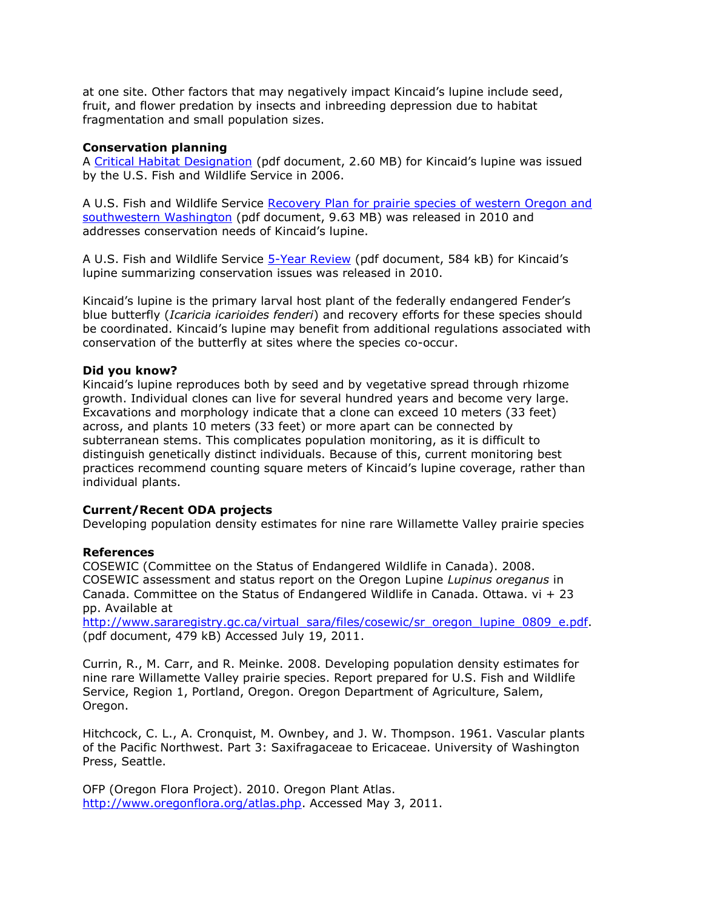at one site. Other factors that may negatively impact Kincaid's lupine include seed, fruit, and flower predation by insects and inbreeding depression due to habitat fragmentation and small population sizes.

**Conservation planning**

A [Critical Habitat Designation]() (pdf document, 2.60 MB) for Kincaid's lupine was issued by the U.S. Fish and Wildlife Service in 2006.

A U.S. Fish and Wildlife Service [Recovery Plan for prairie species of western Oregon and southwestern Washington]() (pdf document, 9.63 MB) was released in 2010 and addresses conservation needs of Kincaid's lupine.

A U.S. Fish and Wildlife Service [5-Year Review]() (pdf document, 584 kB) for Kincaid's lupine summarizing conservation issues was released in 2010.

Kincaid's lupine is the primary larval host plant of the federally endangered Fender's blue butterfly (*Icaricia icarioides fenderi*) and recovery efforts for these species should be coordinated. Kincaid's lupine may benefit from additional regulations associated with conservation of the butterfly at sites where the species co-occur.

**Did you know?**

Kincaid's lupine reproduces both by seed and by vegetative spread through rhizome growth. Individual clones can live for several hundred years and become very large. Excavations and morphology indicate that a clone can exceed 10 meters (33 feet) across, and plants 10 meters (33 feet) or more apart can be connected by subterranean stems. This complicates population monitoring, as it is difficult to distinguish genetically distinct individuals. Because of this, current monitoring best practices recommend counting square meters of Kincaid's lupine coverage, rather than individual plants.

**Current/Recent ODA projects**

Developing population density estimates for nine rare Willamette Valley prairie species

**References**

COSEWIC (Committee on the Status of Endangered Wildlife in Canada). 2008. COSEWIC assessment and status report on the Oregon Lupine *Lupinus oreganus* in Canada. Committee on the Status of Endangered Wildlife in Canada. Ottawa. vi + 23 pp. Available at http://www.sararegistry.gc.ca/virtual_sara/files/cosewic/sr_oregon_lupine_0809_e.pdf. (pdf document, 479 kB) Accessed July 19, 2011.

Currin, R., M. Carr, and R. Meinke. 2008. Developing population density estimates for nine rare Willamette Valley prairie species. Report prepared for U.S. Fish and Wildlife Service, Region 1, Portland, Oregon. Oregon Department of Agriculture, Salem, Oregon.

Hitchcock, C. L., A. Cronquist, M. Ownbey, and J. W. Thompson. 1961. Vascular plants of the Pacific Northwest. Part 3: Saxifragaceae to Ericaceae. University of Washington Press, Seattle.

OFP (Oregon Flora Project). 2010. Oregon Plant Atlas. http://www.oregonflora.org/atlas.php. Accessed May 3, 2011.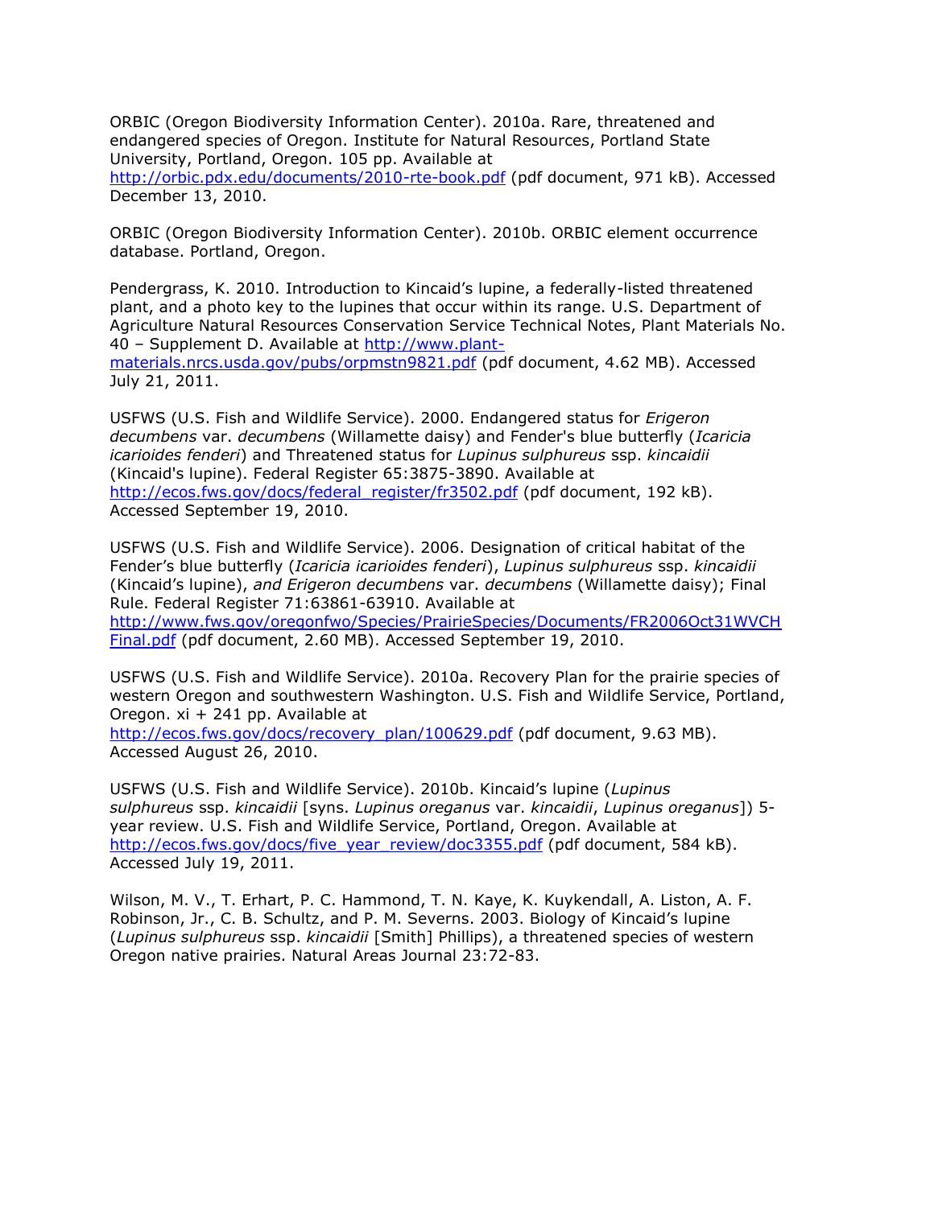ORBIC (Oregon Biodiversity Information Center). 2010a. Rare, threatened and endangered species of Oregon. Institute for Natural Resources, Portland State University, Portland, Oregon. 105 pp. Available at http://orbic.pdx.edu/documents/2010-rte-book.pdf (pdf document, 971 kB). Accessed December 13, 2010.

ORBIC (Oregon Biodiversity Information Center). 2010b. ORBIC element occurrence database. Portland, Oregon.

Pendergrass, K. 2010. Introduction to Kincaid's lupine, a federally-listed threatened plant, and a photo key to the lupines that occur within its range. U.S. Department of Agriculture Natural Resources Conservation Service Technical Notes, Plant Materials No. 40 – Supplement D. Available at http://www.plant-materials.nrcs.usda.gov/pubs/orpmstn9821.pdf (pdf document, 4.62 MB). Accessed July 21, 2011.

USFWS (U.S. Fish and Wildlife Service). 2000. Endangered status for *Erigeron decumbens* var. *decumbens* (Willamette daisy) and Fender's blue butterfly (*Icaricia icarioides fenderi*) and Threatened status for *Lupinus sulphureus* ssp. *kincaidii* (Kincaid's lupine). Federal Register 65:3875-3890. Available at http://ecos.fws.gov/docs/federal_register/fr3502.pdf (pdf document, 192 kB). Accessed September 19, 2010.

USFWS (U.S. Fish and Wildlife Service). 2006. Designation of critical habitat of the Fender's blue butterfly (*Icaricia icarioides fenderi*), *Lupinus sulphureus* ssp. *kincaidii* (Kincaid's lupine), *and Erigeron decumbens* var. *decumbens* (Willamette daisy); Final Rule. Federal Register 71:63861-63910. Available at http://www.fws.gov/oregonfwo/Species/PrairieSpecies/Documents/FR2006Oct31WVCHFinal.pdf (pdf document, 2.60 MB). Accessed September 19, 2010.

USFWS (U.S. Fish and Wildlife Service). 2010a. Recovery Plan for the prairie species of western Oregon and southwestern Washington. U.S. Fish and Wildlife Service, Portland, Oregon. xi + 241 pp. Available at http://ecos.fws.gov/docs/recovery_plan/100629.pdf (pdf document, 9.63 MB). Accessed August 26, 2010.

USFWS (U.S. Fish and Wildlife Service). 2010b. Kincaid's lupine (*Lupinus sulphureus* ssp. *kincaidii* [syns. *Lupinus oreganus* var. *kincaidii*, *Lupinus oreganus*]) 5-year review. U.S. Fish and Wildlife Service, Portland, Oregon. Available at http://ecos.fws.gov/docs/five_year_review/doc3355.pdf (pdf document, 584 kB). Accessed July 19, 2011.

Wilson, M. V., T. Erhart, P. C. Hammond, T. N. Kaye, K. Kuykendall, A. Liston, A. F. Robinson, Jr., C. B. Schultz, and P. M. Severns. 2003. Biology of Kincaid's lupine (*Lupinus sulphureus* ssp. *kincaidii* [Smith] Phillips), a threatened species of western Oregon native prairies. Natural Areas Journal 23:72-83.